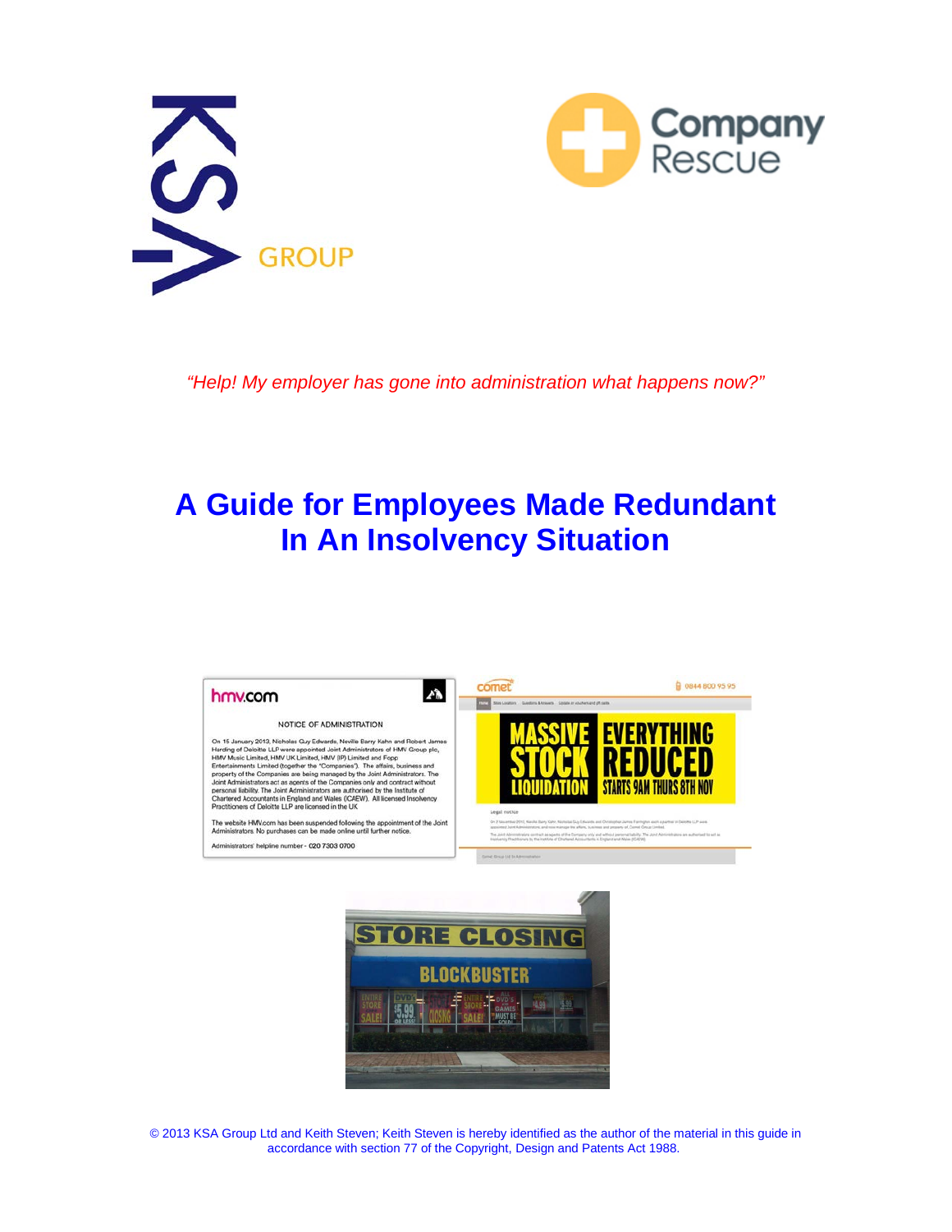*"Help! My employer has gone into administration what happens now?"*

# A Guide for Employees Made Redundant In An Insolvency Situation

© 2013 KSA Group Ltd and Keith Steven; Keith Steven is hereby identified as the author of the material in this guide in accordance with section 77 of the Copyright, Design and Patents Act 1988.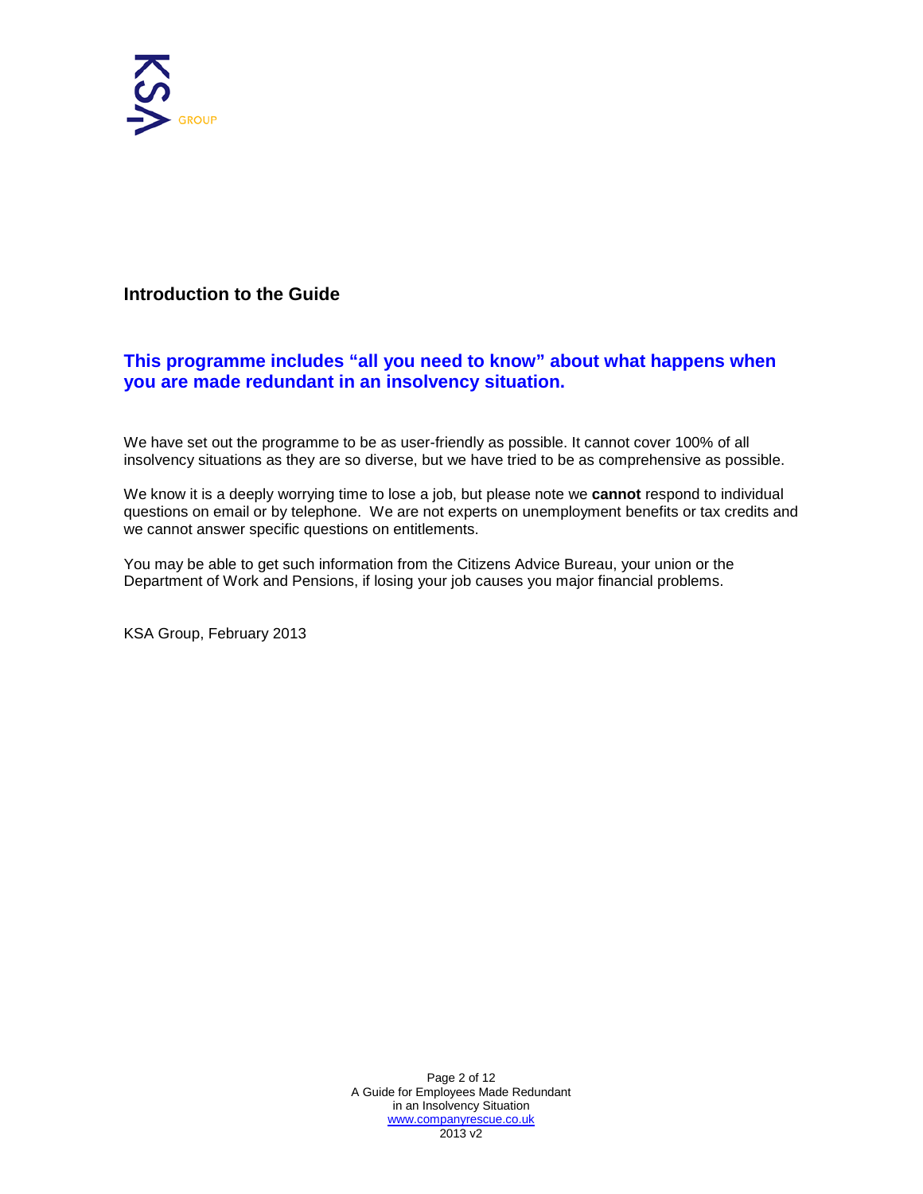## Introduction to the Guide

### This programme includes "all you need to know" about what happens when you are made redundant in an insolvency situation.

We have set out the programme to be as user-friendly as possible. It cannot cover 100% of all insolvency situations as they are so diverse, but we have tried to be as comprehensive as possible.

We know it is a deeply worrying time to lose a job, but please note we **cannot** respond to individual questions on email or by telephone. We are not experts on unemployment benefits or tax credits and we cannot answer specific questions on entitlements.

You may be able to get such information from the Citizens Advice Bureau, your union or the Department of Work and Pensions, if losing your job causes you major financial problems.

KSA Group, February 2013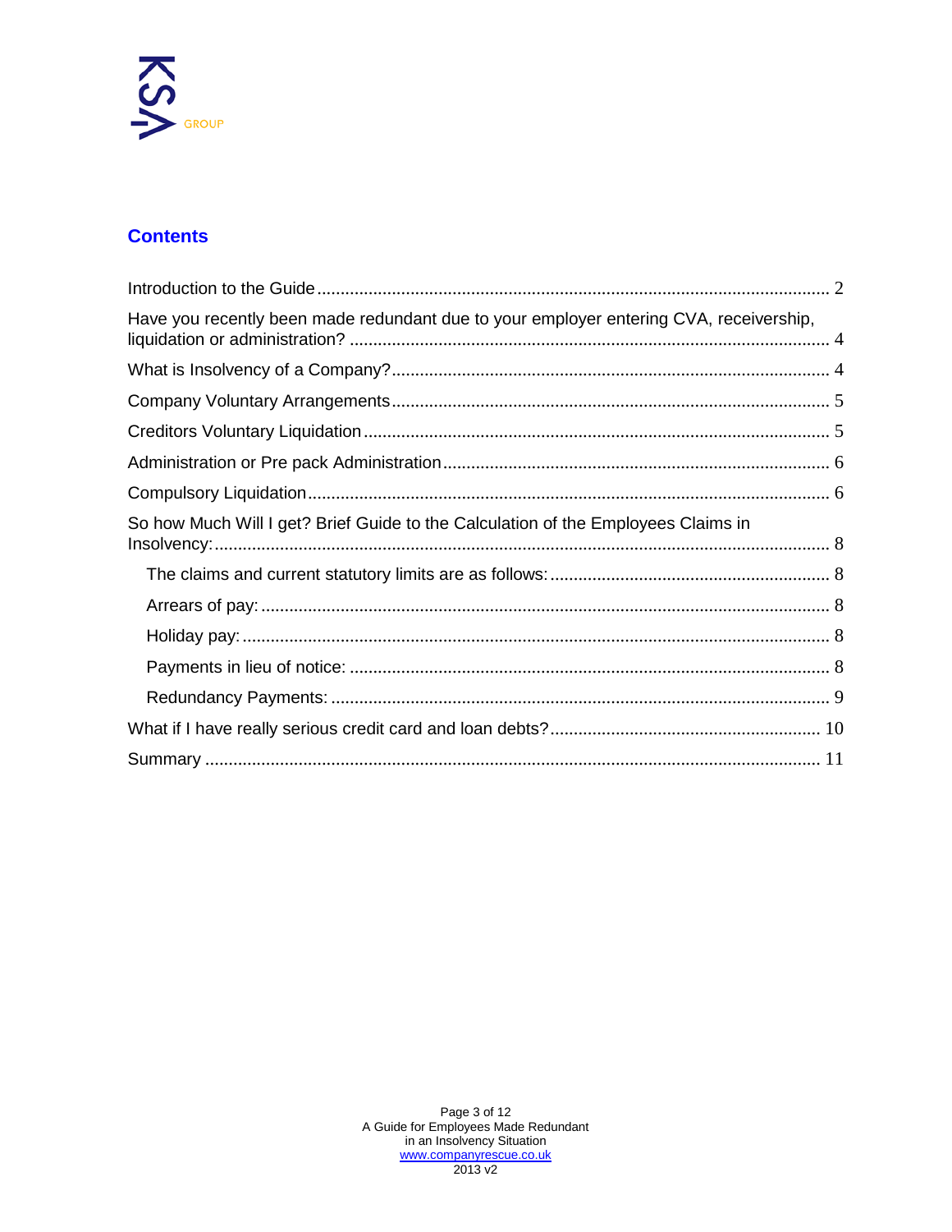## Contents

Introduction to the Guide ........ 2

Have you recently been made redundant due to your employer entering CVA, receivership, liquidation or administration? ........ 4

What is Insolvency of a Company? ........ 4

Company Voluntary Arrangements ........ 5

Creditors Voluntary Liquidation ........ 5

Administration or Pre pack Administration ........ 6

Compulsory Liquidation ........ 6

So how Much Will I get? Brief Guide to the Calculation of the Employees Claims in Insolvency: ........ 8

- The claims and current statutory limits are as follows: ........ 8
- Arrears of pay: ........ 8
- Holiday pay: ........ 8
- Payments in lieu of notice: ........ 8
- Redundancy Payments: ........ 9

What if I have really serious credit card and loan debts? ........ 10

Summary ........ 11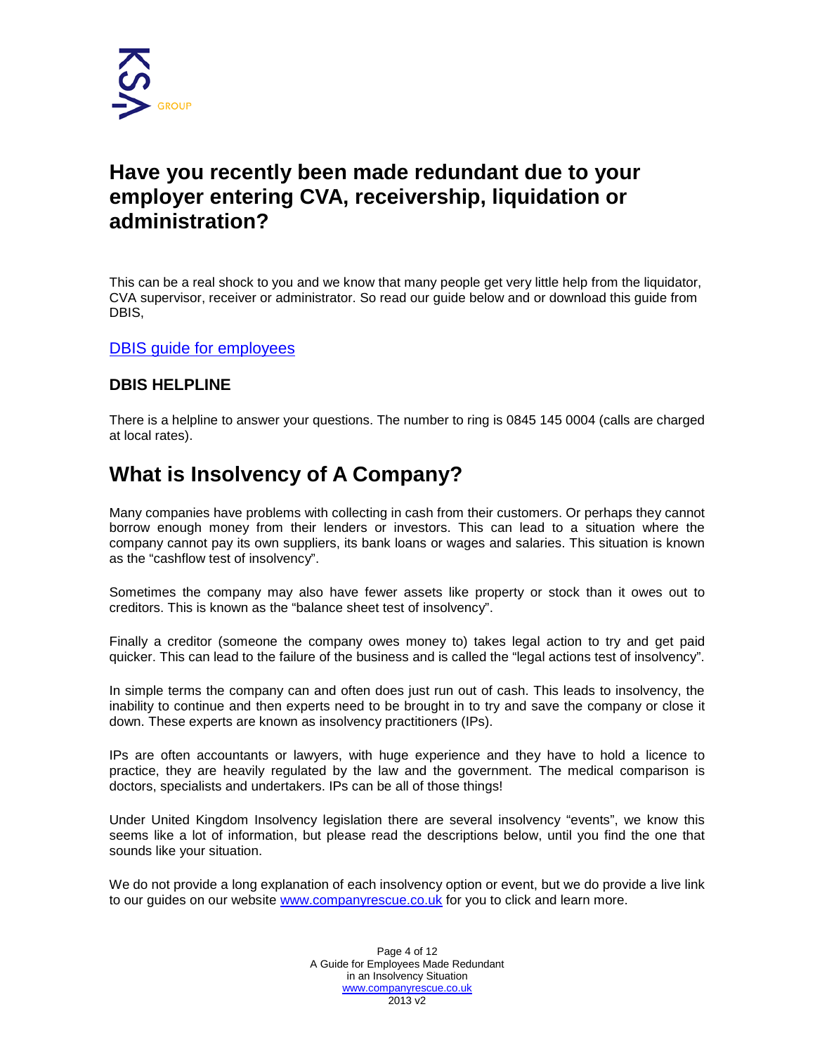# Have you recently been made redundant due to your employer entering CVA, receivership, liquidation or administration?

This can be a real shock to you and we know that many people get very little help from the liquidator, CVA supervisor, receiver or administrator. So read our guide below and or download this guide from DBIS,

DBIS guide for employees

### DBIS HELPLINE

There is a helpline to answer your questions. The number to ring is 0845 145 0004 (calls are charged at local rates).

## What is Insolvency of A Company?

Many companies have problems with collecting in cash from their customers. Or perhaps they cannot borrow enough money from their lenders or investors. This can lead to a situation where the company cannot pay its own suppliers, its bank loans or wages and salaries. This situation is known as the "cashflow test of insolvency".

Sometimes the company may also have fewer assets like property or stock than it owes out to creditors. This is known as the "balance sheet test of insolvency".

Finally a creditor (someone the company owes money to) takes legal action to try and get paid quicker. This can lead to the failure of the business and is called the "legal actions test of insolvency".

In simple terms the company can and often does just run out of cash. This leads to insolvency, the inability to continue and then experts need to be brought in to try and save the company or close it down. These experts are known as insolvency practitioners (IPs).

IPs are often accountants or lawyers, with huge experience and they have to hold a licence to practice, they are heavily regulated by the law and the government. The medical comparison is doctors, specialists and undertakers. IPs can be all of those things!

Under United Kingdom Insolvency legislation there are several insolvency "events", we know this seems like a lot of information, but please read the descriptions below, until you find the one that sounds like your situation.

We do not provide a long explanation of each insolvency option or event, but we do provide a live link to our guides on our website www.companyrescue.co.uk for you to click and learn more.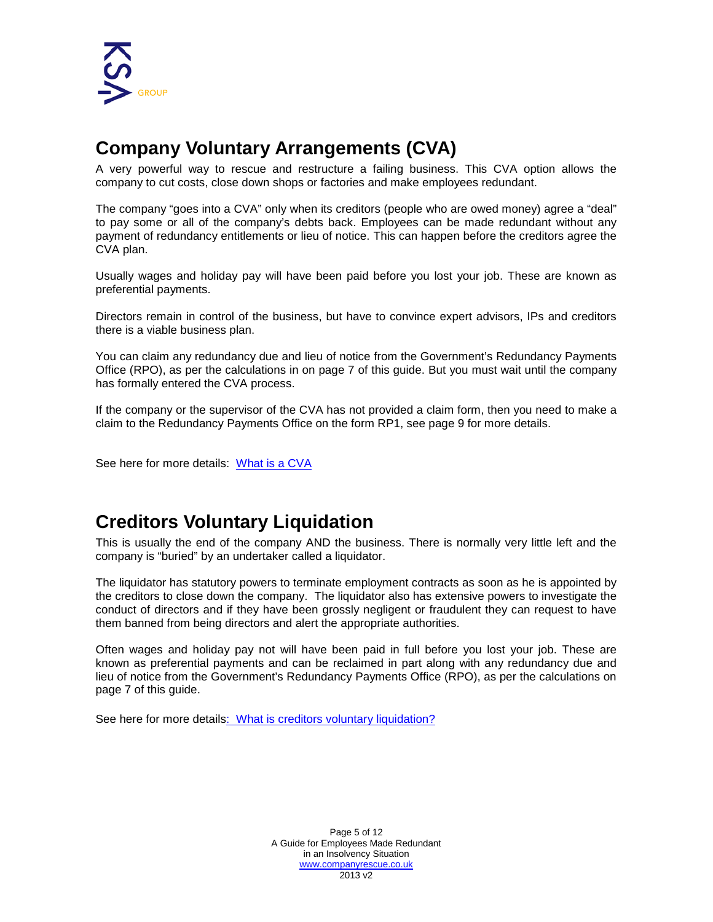## Company Voluntary Arrangements (CVA)

A very powerful way to rescue and restructure a failing business. This CVA option allows the company to cut costs, close down shops or factories and make employees redundant.

The company "goes into a CVA" only when its creditors (people who are owed money) agree a "deal" to pay some or all of the company's debts back. Employees can be made redundant without any payment of redundancy entitlements or lieu of notice. This can happen before the creditors agree the CVA plan.

Usually wages and holiday pay will have been paid before you lost your job. These are known as preferential payments.

Directors remain in control of the business, but have to convince expert advisors, IPs and creditors there is a viable business plan.

You can claim any redundancy due and lieu of notice from the Government's Redundancy Payments Office (RPO), as per the calculations in on page 7 of this guide. But you must wait until the company has formally entered the CVA process.

If the company or the supervisor of the CVA has not provided a claim form, then you need to make a claim to the Redundancy Payments Office on the form RP1, see page 9 for more details.

See here for more details: What is a CVA

## Creditors Voluntary Liquidation

This is usually the end of the company AND the business. There is normally very little left and the company is "buried" by an undertaker called a liquidator.

The liquidator has statutory powers to terminate employment contracts as soon as he is appointed by the creditors to close down the company. The liquidator also has extensive powers to investigate the conduct of directors and if they have been grossly negligent or fraudulent they can request to have them banned from being directors and alert the appropriate authorities.

Often wages and holiday pay not will have been paid in full before you lost your job. These are known as preferential payments and can be reclaimed in part along with any redundancy due and lieu of notice from the Government's Redundancy Payments Office (RPO), as per the calculations on page 7 of this guide.

See here for more details: What is creditors voluntary liquidation?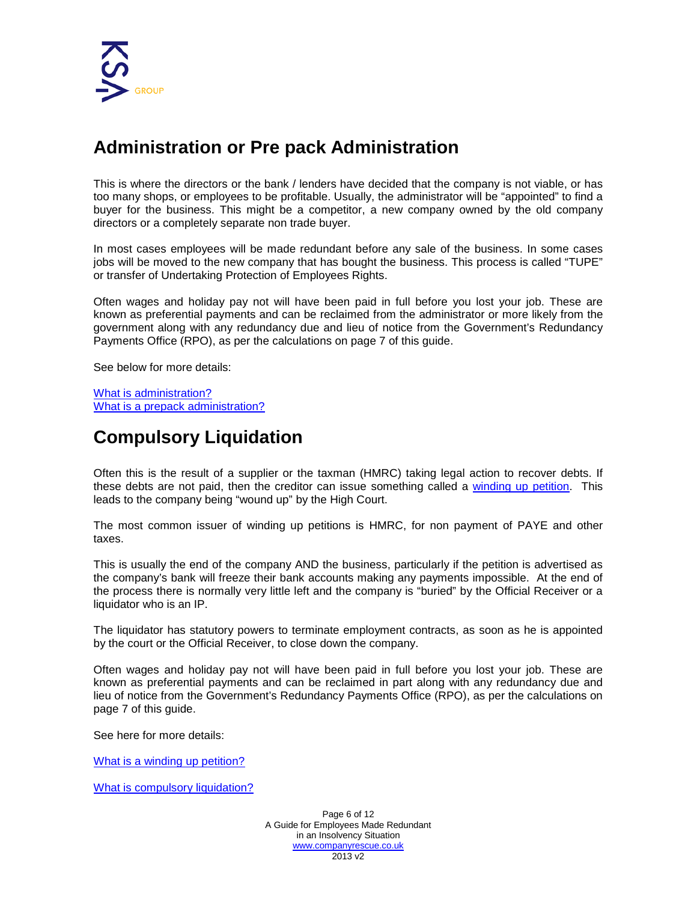## Administration or Pre pack Administration

This is where the directors or the bank / lenders have decided that the company is not viable, or has too many shops, or employees to be profitable. Usually, the administrator will be "appointed" to find a buyer for the business. This might be a competitor, a new company owned by the old company directors or a completely separate non trade buyer.

In most cases employees will be made redundant before any sale of the business. In some cases jobs will be moved to the new company that has bought the business. This process is called "TUPE" or transfer of Undertaking Protection of Employees Rights.

Often wages and holiday pay not will have been paid in full before you lost your job. These are known as preferential payments and can be reclaimed from the administrator or more likely from the government along with any redundancy due and lieu of notice from the Government's Redundancy Payments Office (RPO), as per the calculations on page 7 of this guide.

See below for more details:

What is administration?
What is a prepack administration?

## Compulsory Liquidation

Often this is the result of a supplier or the taxman (HMRC) taking legal action to recover debts. If these debts are not paid, then the creditor can issue something called a winding up petition. This leads to the company being "wound up" by the High Court.

The most common issuer of winding up petitions is HMRC, for non payment of PAYE and other taxes.

This is usually the end of the company AND the business, particularly if the petition is advertised as the company's bank will freeze their bank accounts making any payments impossible. At the end of the process there is normally very little left and the company is "buried" by the Official Receiver or a liquidator who is an IP.

The liquidator has statutory powers to terminate employment contracts, as soon as he is appointed by the court or the Official Receiver, to close down the company.

Often wages and holiday pay not will have been paid in full before you lost your job. These are known as preferential payments and can be reclaimed in part along with any redundancy due and lieu of notice from the Government's Redundancy Payments Office (RPO), as per the calculations on page 7 of this guide.

See here for more details:

What is a winding up petition?

What is compulsory liquidation?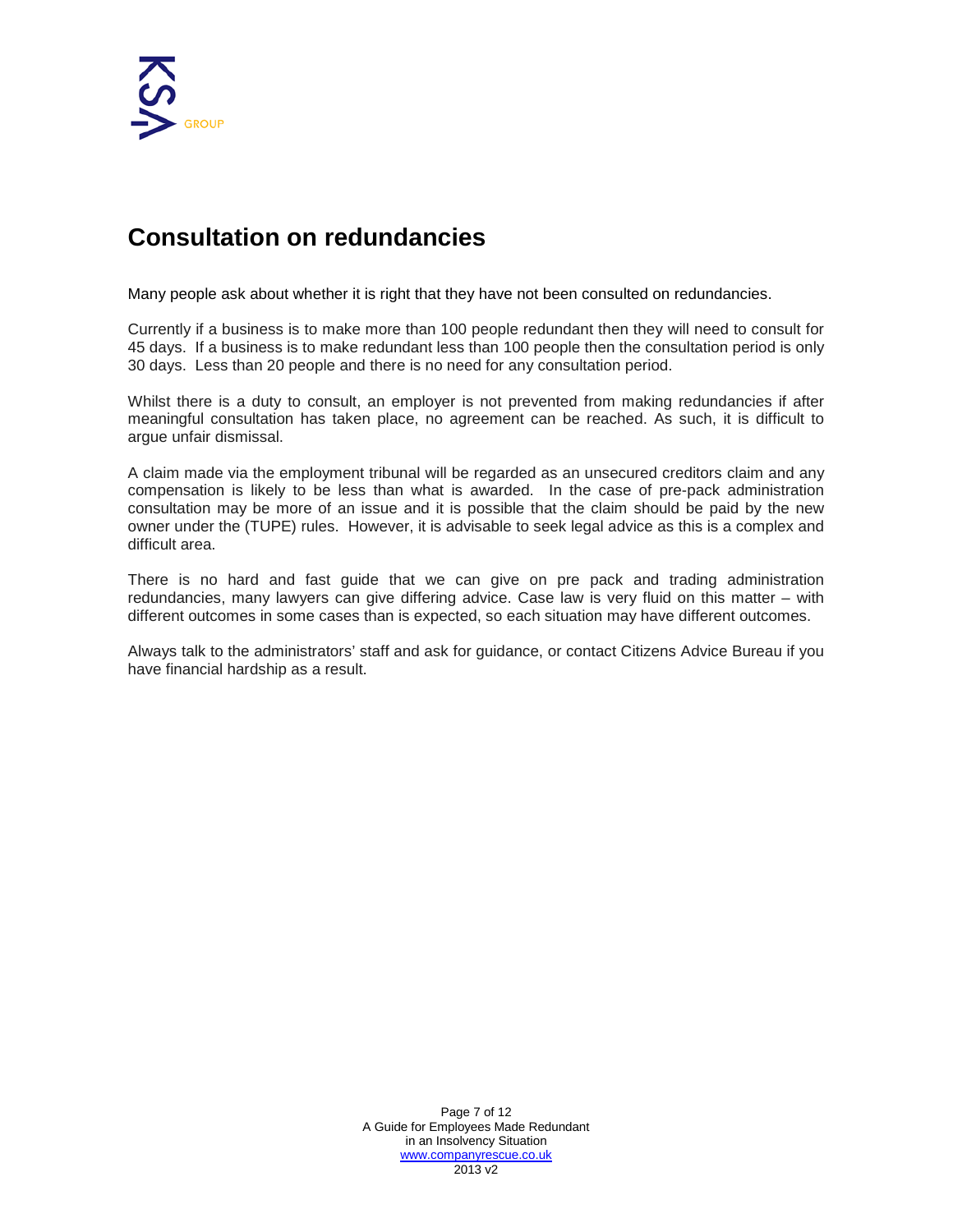## Consultation on redundancies

Many people ask about whether it is right that they have not been consulted on redundancies.

Currently if a business is to make more than 100 people redundant then they will need to consult for 45 days. If a business is to make redundant less than 100 people then the consultation period is only 30 days. Less than 20 people and there is no need for any consultation period.

Whilst there is a duty to consult, an employer is not prevented from making redundancies if after meaningful consultation has taken place, no agreement can be reached. As such, it is difficult to argue unfair dismissal.

A claim made via the employment tribunal will be regarded as an unsecured creditors claim and any compensation is likely to be less than what is awarded. In the case of pre-pack administration consultation may be more of an issue and it is possible that the claim should be paid by the new owner under the (TUPE) rules. However, it is advisable to seek legal advice as this is a complex and difficult area.

There is no hard and fast guide that we can give on pre pack and trading administration redundancies, many lawyers can give differing advice. Case law is very fluid on this matter – with different outcomes in some cases than is expected, so each situation may have different outcomes.

Always talk to the administrators' staff and ask for guidance, or contact Citizens Advice Bureau if you have financial hardship as a result.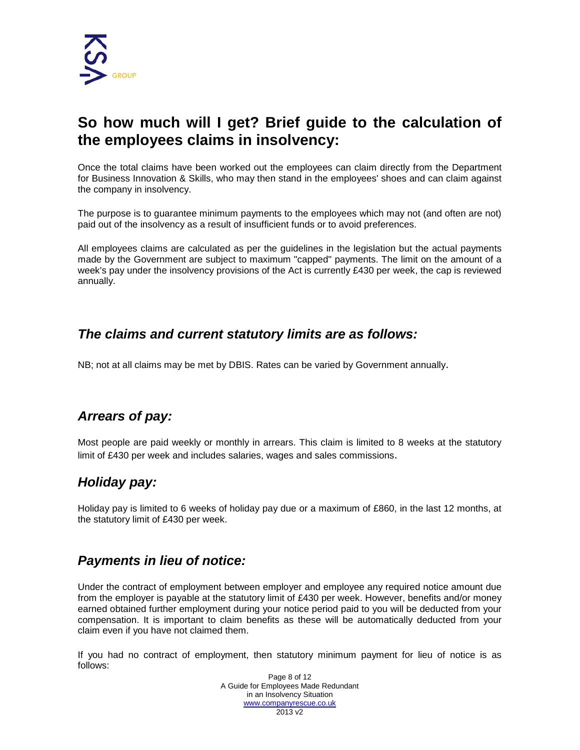## So how much will I get? Brief guide to the calculation of the employees claims in insolvency:

Once the total claims have been worked out the employees can claim directly from the Department for Business Innovation & Skills, who may then stand in the employees' shoes and can claim against the company in insolvency.

The purpose is to guarantee minimum payments to the employees which may not (and often are not) paid out of the insolvency as a result of insufficient funds or to avoid preferences.

All employees claims are calculated as per the guidelines in the legislation but the actual payments made by the Government are subject to maximum "capped" payments. The limit on the amount of a week's pay under the insolvency provisions of the Act is currently £430 per week, the cap is reviewed annually.

### *The claims and current statutory limits are as follows:*

NB; not at all claims may be met by DBIS. Rates can be varied by Government annually.

### *Arrears of pay:*

Most people are paid weekly or monthly in arrears. This claim is limited to 8 weeks at the statutory limit of £430 per week and includes salaries, wages and sales commissions.

### *Holiday pay:*

Holiday pay is limited to 6 weeks of holiday pay due or a maximum of £860, in the last 12 months, at the statutory limit of £430 per week.

### *Payments in lieu of notice:*

Under the contract of employment between employer and employee any required notice amount due from the employer is payable at the statutory limit of £430 per week. However, benefits and/or money earned obtained further employment during your notice period paid to you will be deducted from your compensation. It is important to claim benefits as these will be automatically deducted from your claim even if you have not claimed them.

If you had no contract of employment, then statutory minimum payment for lieu of notice is as follows: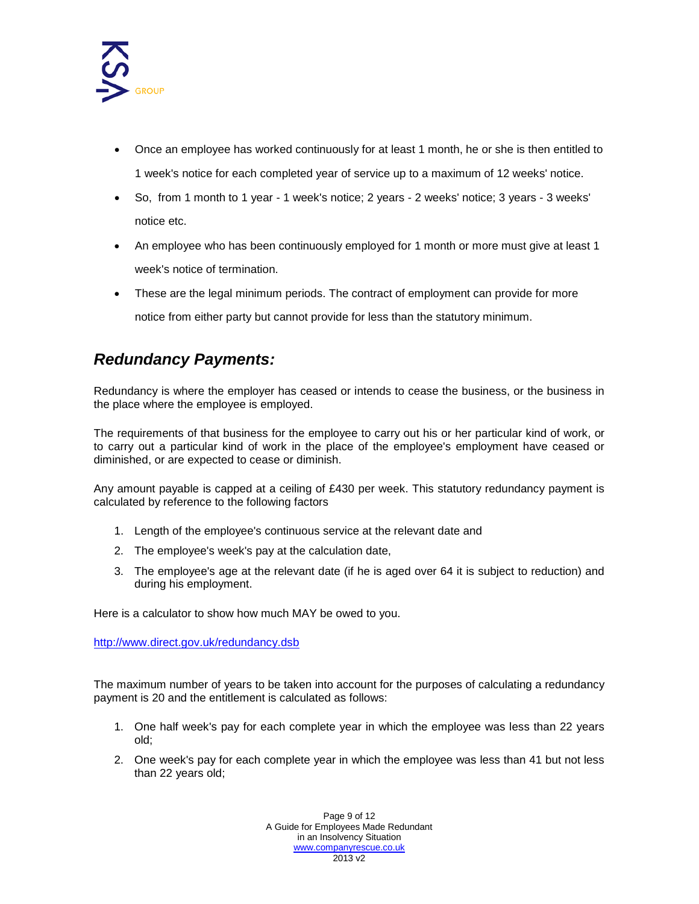- Once an employee has worked continuously for at least 1 month, he or she is then entitled to 1 week's notice for each completed year of service up to a maximum of 12 weeks' notice.
- So, from 1 month to 1 year - 1 week's notice; 2 years - 2 weeks' notice; 3 years - 3 weeks' notice etc.
- An employee who has been continuously employed for 1 month or more must give at least 1 week's notice of termination.
- These are the legal minimum periods. The contract of employment can provide for more notice from either party but cannot provide for less than the statutory minimum.

## *Redundancy Payments:*

Redundancy is where the employer has ceased or intends to cease the business, or the business in the place where the employee is employed.

The requirements of that business for the employee to carry out his or her particular kind of work, or to carry out a particular kind of work in the place of the employee's employment have ceased or diminished, or are expected to cease or diminish.

Any amount payable is capped at a ceiling of £430 per week. This statutory redundancy payment is calculated by reference to the following factors

1. Length of the employee's continuous service at the relevant date and
2. The employee's week's pay at the calculation date,
3. The employee's age at the relevant date (if he is aged over 64 it is subject to reduction) and during his employment.

Here is a calculator to show how much MAY be owed to you.

http://www.direct.gov.uk/redundancy.dsb

The maximum number of years to be taken into account for the purposes of calculating a redundancy payment is 20 and the entitlement is calculated as follows:

1. One half week's pay for each complete year in which the employee was less than 22 years old;
2. One week's pay for each complete year in which the employee was less than 41 but not less than 22 years old;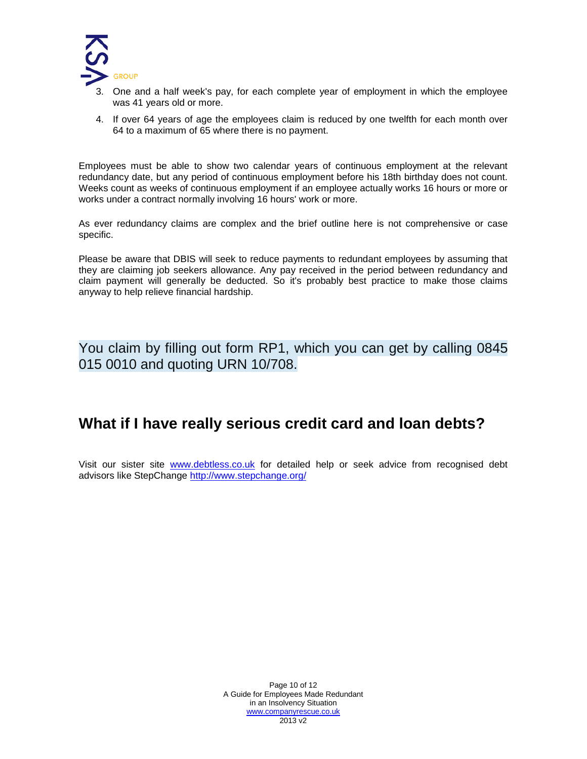3. One and a half week's pay, for each complete year of employment in which the employee was 41 years old or more.
4. If over 64 years of age the employees claim is reduced by one twelfth for each month over 64 to a maximum of 65 where there is no payment.

Employees must be able to show two calendar years of continuous employment at the relevant redundancy date, but any period of continuous employment before his 18th birthday does not count. Weeks count as weeks of continuous employment if an employee actually works 16 hours or more or works under a contract normally involving 16 hours' work or more.

As ever redundancy claims are complex and the brief outline here is not comprehensive or case specific.

Please be aware that DBIS will seek to reduce payments to redundant employees by assuming that they are claiming job seekers allowance. Any pay received in the period between redundancy and claim payment will generally be deducted. So it's probably best practice to make those claims anyway to help relieve financial hardship.

You claim by filling out form RP1, which you can get by calling 0845 015 0010 and quoting URN 10/708.

## What if I have really serious credit card and loan debts?

Visit our sister site [www.debtless.co.uk](http://www.debtless.co.uk) for detailed help or seek advice from recognised debt advisors like StepChange [http://www.stepchange.org/](http://www.stepchange.org/)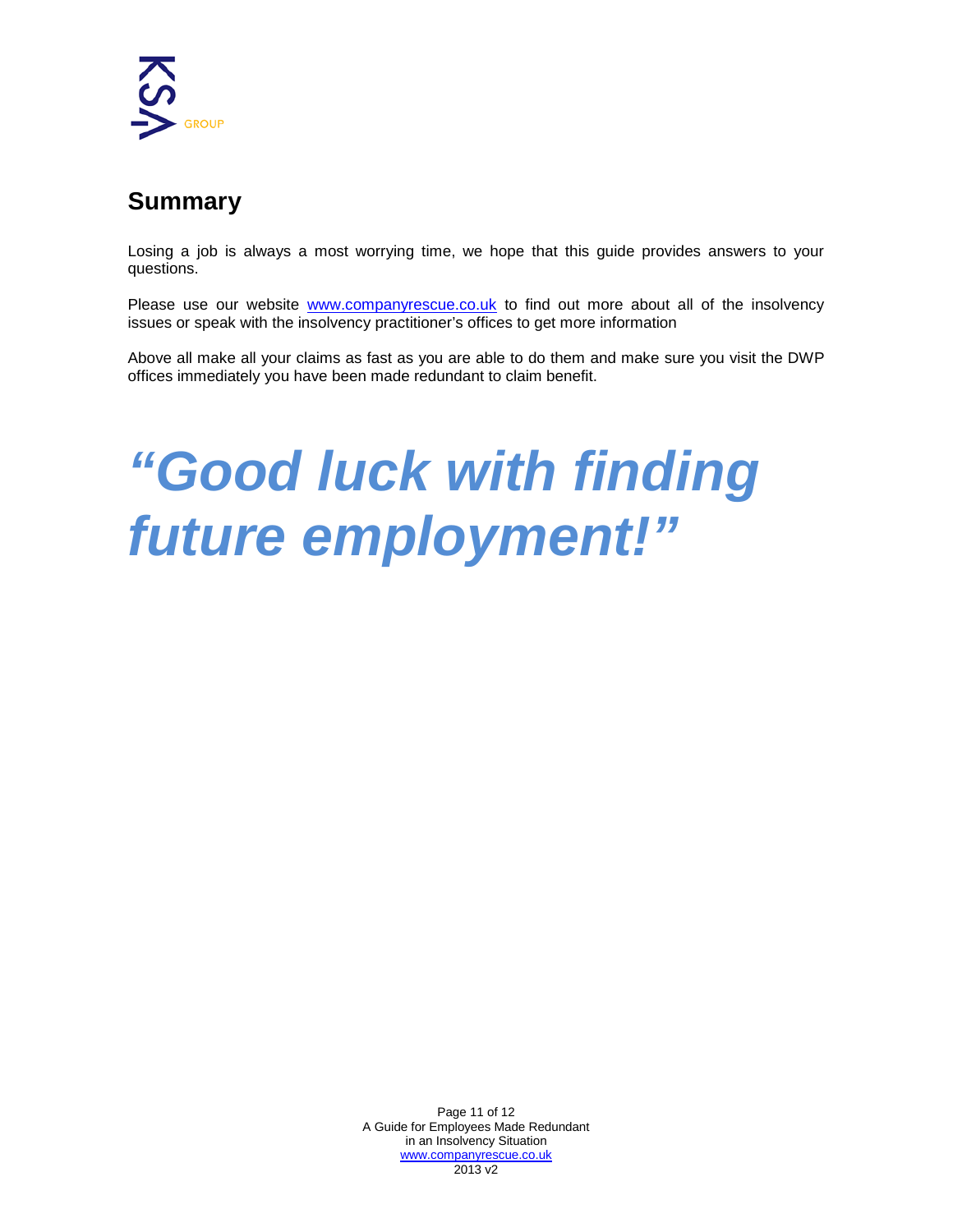## Summary

Losing a job is always a most worrying time, we hope that this guide provides answers to your questions.

Please use our website www.companyrescue.co.uk to find out more about all of the insolvency issues or speak with the insolvency practitioner's offices to get more information

Above all make all your claims as fast as you are able to do them and make sure you visit the DWP offices immediately you have been made redundant to claim benefit.

***"Good luck with finding future employment!"***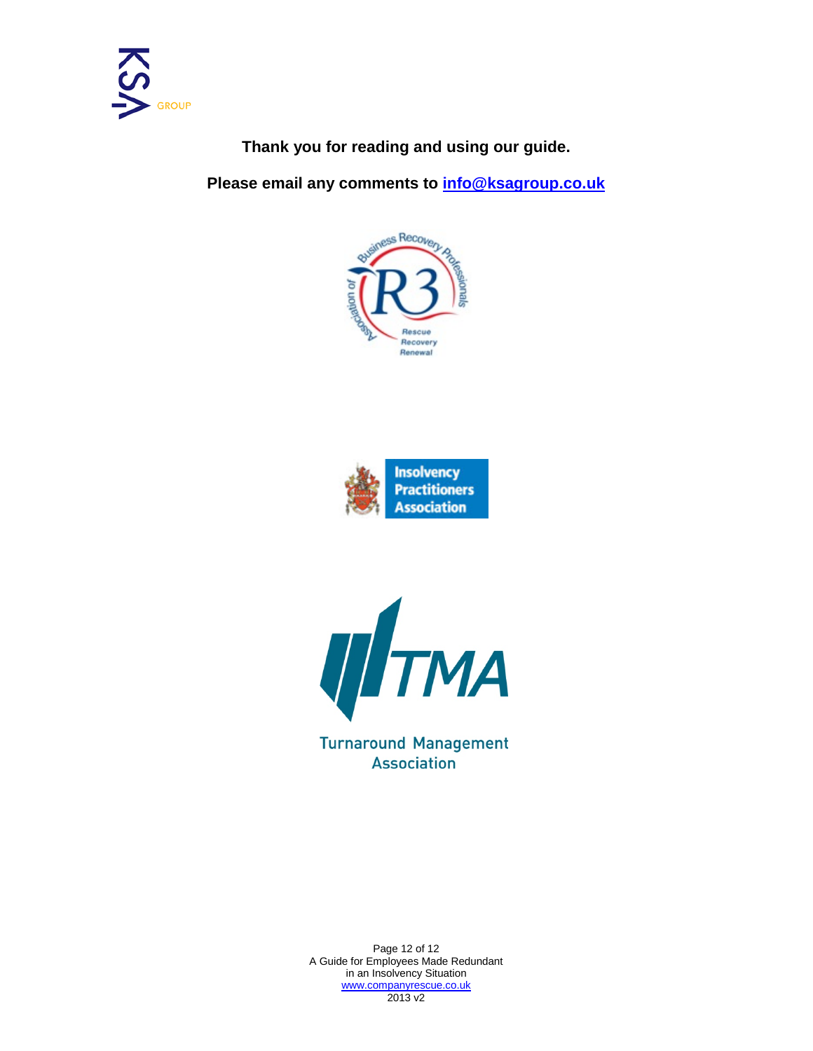**Thank you for reading and using our guide.**

**Please email any comments to [info@ksagroup.co.uk](mailto:info@ksagroup.co.uk)**